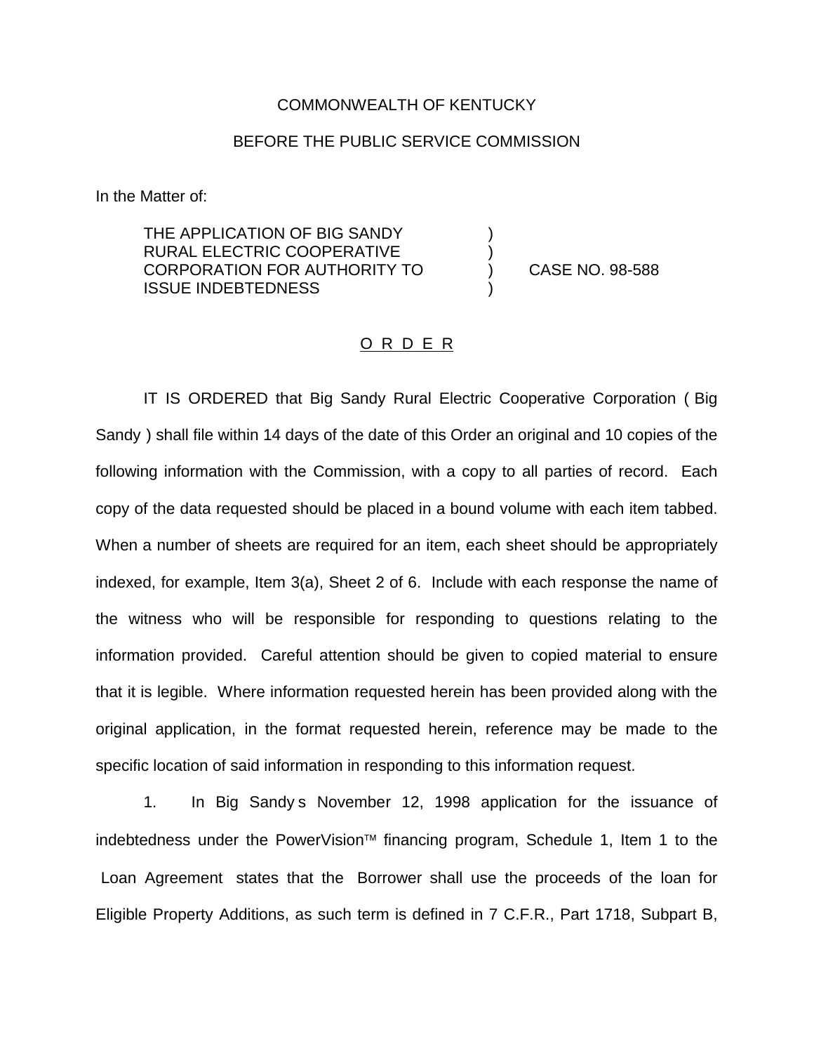COMMONWEALTH OF KENTUCKY

BEFORE THE PUBLIC SERVICE COMMISSION

In the Matter of:

THE APPLICATION OF BIG SANDY RURAL ELECTRIC COOPERATIVE CORPORATION FOR AUTHORITY TO ISSUE INDEBTEDNESS ) CASE NO. 98-588

O R D E R

IT IS ORDERED that Big Sandy Rural Electric Cooperative Corporation ( Big Sandy ) shall file within 14 days of the date of this Order an original and 10 copies of the following information with the Commission, with a copy to all parties of record. Each copy of the data requested should be placed in a bound volume with each item tabbed. When a number of sheets are required for an item, each sheet should be appropriately indexed, for example, Item 3(a), Sheet 2 of 6. Include with each response the name of the witness who will be responsible for responding to questions relating to the information provided. Careful attention should be given to copied material to ensure that it is legible. Where information requested herein has been provided along with the original application, in the format requested herein, reference may be made to the specific location of said information in responding to this information request.

1. In Big Sandy s November 12, 1998 application for the issuance of indebtedness under the PowerVision™ financing program, Schedule 1, Item 1 to the Loan Agreement states that the Borrower shall use the proceeds of the loan for Eligible Property Additions, as such term is defined in 7 C.F.R., Part 1718, Subpart B,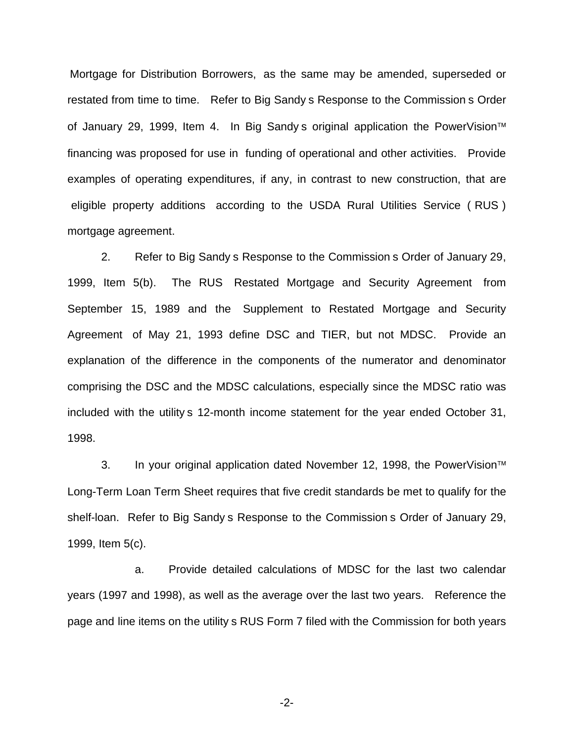Mortgage for Distribution Borrowers, as the same may be amended, superseded or restated from time to time. Refer to Big Sandy s Response to the Commission s Order of January 29, 1999, Item 4. In Big Sandy s original application the PowerVision™ financing was proposed for use in funding of operational and other activities. Provide examples of operating expenditures, if any, in contrast to new construction, that are eligible property additions according to the USDA Rural Utilities Service ( RUS ) mortgage agreement.

2. Refer to Big Sandy s Response to the Commission s Order of January 29, 1999, Item 5(b). The RUS Restated Mortgage and Security Agreement from September 15, 1989 and the Supplement to Restated Mortgage and Security Agreement of May 21, 1993 define DSC and TIER, but not MDSC. Provide an explanation of the difference in the components of the numerator and denominator comprising the DSC and the MDSC calculations, especially since the MDSC ratio was included with the utility s 12-month income statement for the year ended October 31, 1998.

3. In your original application dated November 12, 1998, the PowerVision™ Long-Term Loan Term Sheet requires that five credit standards be met to qualify for the shelf-loan. Refer to Big Sandy s Response to the Commission s Order of January 29, 1999, Item 5(c).

a. Provide detailed calculations of MDSC for the last two calendar years (1997 and 1998), as well as the average over the last two years. Reference the page and line items on the utility s RUS Form 7 filed with the Commission for both years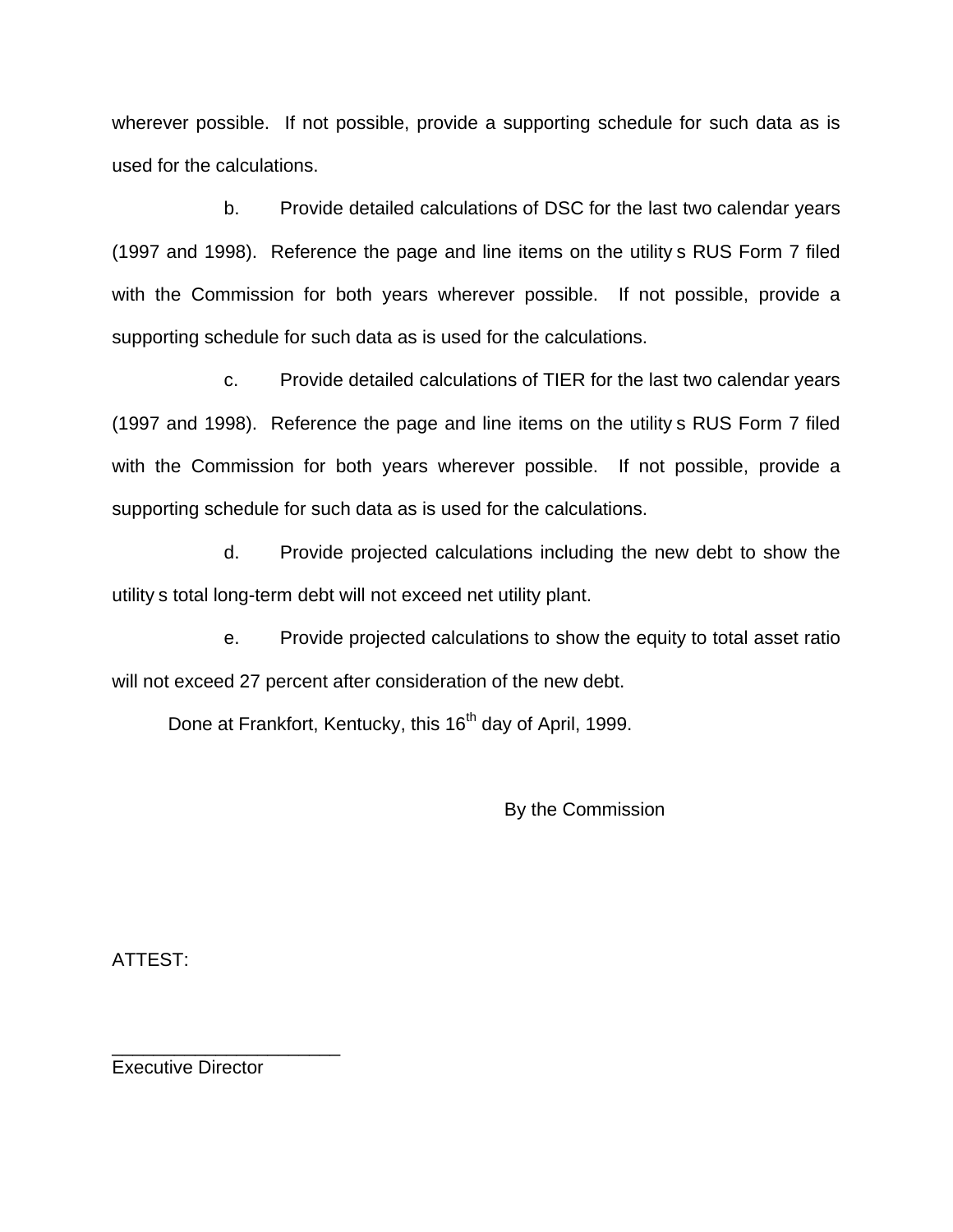wherever possible. If not possible, provide a supporting schedule for such data as is used for the calculations.

b. Provide detailed calculations of DSC for the last two calendar years (1997 and 1998). Reference the page and line items on the utility s RUS Form 7 filed with the Commission for both years wherever possible. If not possible, provide a supporting schedule for such data as is used for the calculations.

c. Provide detailed calculations of TIER for the last two calendar years (1997 and 1998). Reference the page and line items on the utility s RUS Form 7 filed with the Commission for both years wherever possible. If not possible, provide a supporting schedule for such data as is used for the calculations.

d. Provide projected calculations including the new debt to show the utility s total long-term debt will not exceed net utility plant.

e. Provide projected calculations to show the equity to total asset ratio will not exceed 27 percent after consideration of the new debt.

Done at Frankfort, Kentucky, this 16th day of April, 1999.

By the Commission

ATTEST:

______________________
Executive Director